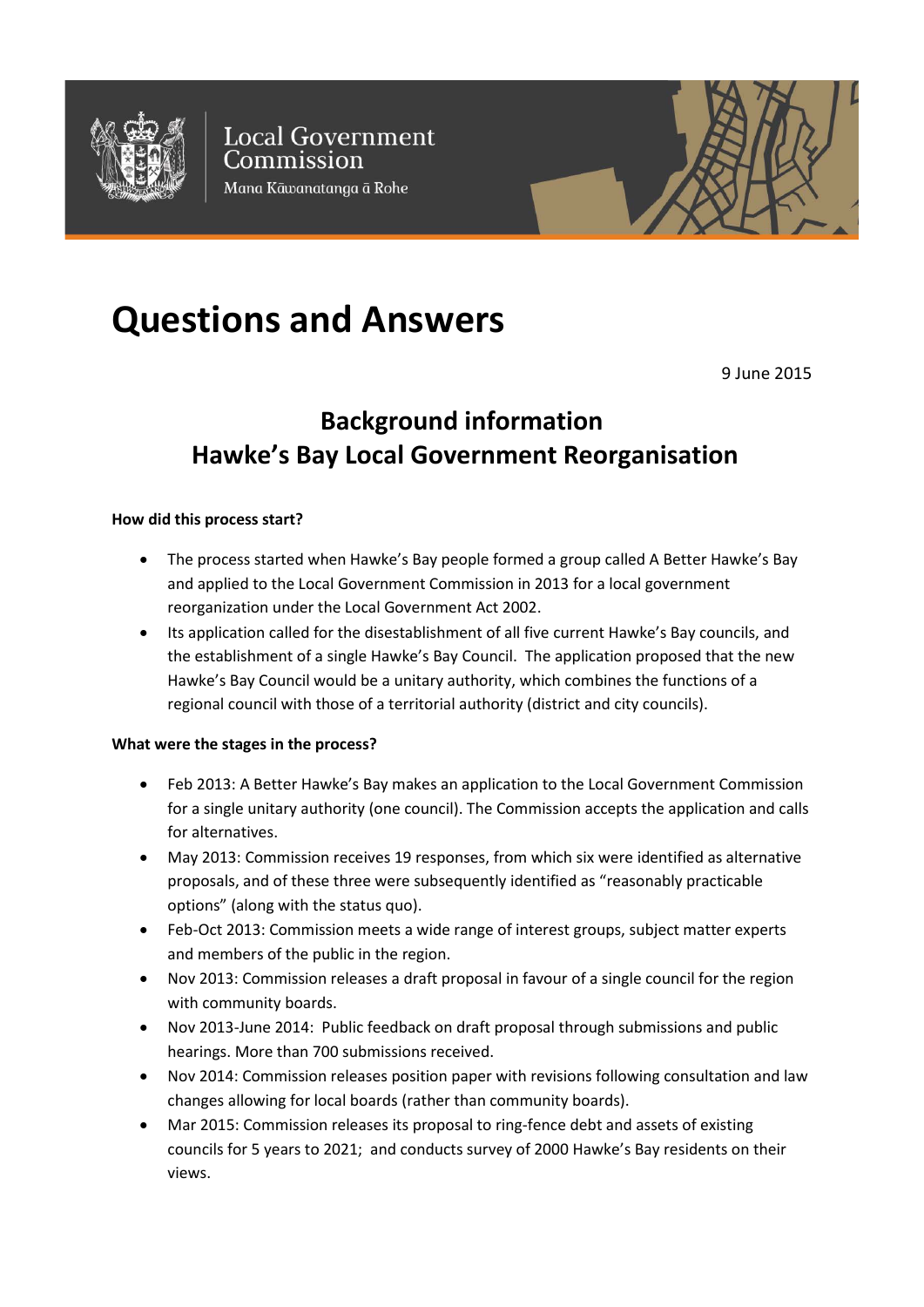Local Government Commission
Mana Kāwanatanga ā Rohe

# Questions and Answers

9 June 2015

## Background information
## Hawke's Bay Local Government Reorganisation

**How did this process start?**

- The process started when Hawke's Bay people formed a group called A Better Hawke's Bay and applied to the Local Government Commission in 2013 for a local government reorganization under the Local Government Act 2002.
- Its application called for the disestablishment of all five current Hawke's Bay councils, and the establishment of a single Hawke's Bay Council. The application proposed that the new Hawke's Bay Council would be a unitary authority, which combines the functions of a regional council with those of a territorial authority (district and city councils).

**What were the stages in the process?**

- Feb 2013: A Better Hawke's Bay makes an application to the Local Government Commission for a single unitary authority (one council). The Commission accepts the application and calls for alternatives.
- May 2013: Commission receives 19 responses, from which six were identified as alternative proposals, and of these three were subsequently identified as "reasonably practicable options" (along with the status quo).
- Feb-Oct 2013: Commission meets a wide range of interest groups, subject matter experts and members of the public in the region.
- Nov 2013: Commission releases a draft proposal in favour of a single council for the region with community boards.
- Nov 2013-June 2014: Public feedback on draft proposal through submissions and public hearings. More than 700 submissions received.
- Nov 2014: Commission releases position paper with revisions following consultation and law changes allowing for local boards (rather than community boards).
- Mar 2015: Commission releases its proposal to ring-fence debt and assets of existing councils for 5 years to 2021; and conducts survey of 2000 Hawke's Bay residents on their views.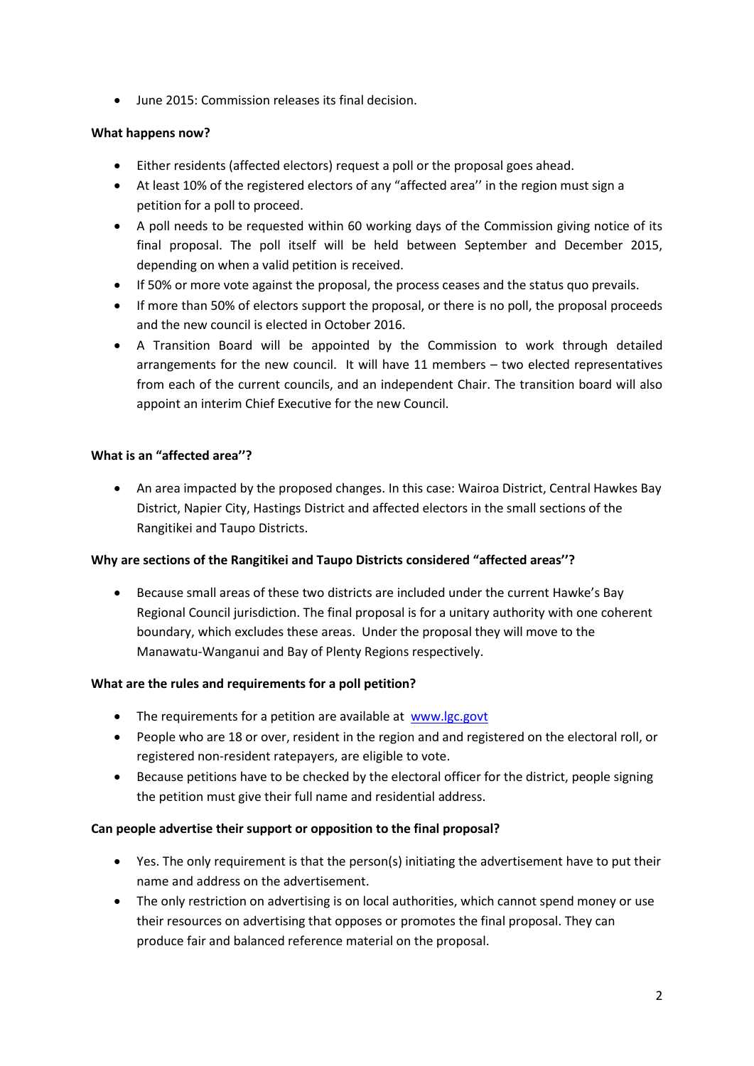- June 2015: Commission releases its final decision.

**What happens now?**

- Either residents (affected electors) request a poll or the proposal goes ahead.
- At least 10% of the registered electors of any "affected area'' in the region must sign a petition for a poll to proceed.
- A poll needs to be requested within 60 working days of the Commission giving notice of its final proposal. The poll itself will be held between September and December 2015, depending on when a valid petition is received.
- If 50% or more vote against the proposal, the process ceases and the status quo prevails.
- If more than 50% of electors support the proposal, or there is no poll, the proposal proceeds and the new council is elected in October 2016.
- A Transition Board will be appointed by the Commission to work through detailed arrangements for the new council. It will have 11 members – two elected representatives from each of the current councils, and an independent Chair. The transition board will also appoint an interim Chief Executive for the new Council.

**What is an "affected area''?**

- An area impacted by the proposed changes. In this case: Wairoa District, Central Hawkes Bay District, Napier City, Hastings District and affected electors in the small sections of the Rangitikei and Taupo Districts.

**Why are sections of the Rangitikei and Taupo Districts considered "affected areas''?**

- Because small areas of these two districts are included under the current Hawke's Bay Regional Council jurisdiction. The final proposal is for a unitary authority with one coherent boundary, which excludes these areas. Under the proposal they will move to the Manawatu-Wanganui and Bay of Plenty Regions respectively.

**What are the rules and requirements for a poll petition?**

- The requirements for a petition are available at [www.lgc.govt](www.lgc.govt)
- People who are 18 or over, resident in the region and and registered on the electoral roll, or registered non-resident ratepayers, are eligible to vote.
- Because petitions have to be checked by the electoral officer for the district, people signing the petition must give their full name and residential address.

**Can people advertise their support or opposition to the final proposal?**

- Yes. The only requirement is that the person(s) initiating the advertisement have to put their name and address on the advertisement.
- The only restriction on advertising is on local authorities, which cannot spend money or use their resources on advertising that opposes or promotes the final proposal. They can produce fair and balanced reference material on the proposal.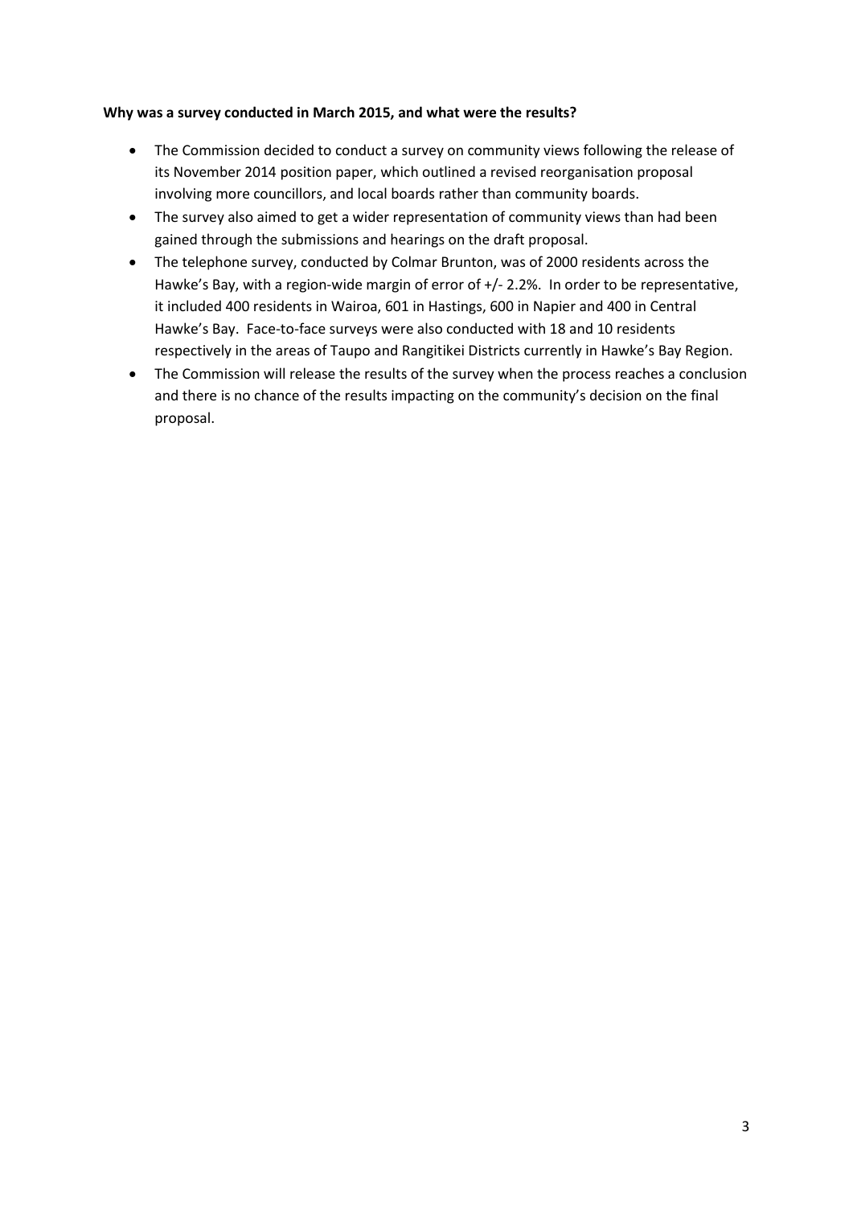**Why was a survey conducted in March 2015, and what were the results?**

- The Commission decided to conduct a survey on community views following the release of its November 2014 position paper, which outlined a revised reorganisation proposal involving more councillors, and local boards rather than community boards.
- The survey also aimed to get a wider representation of community views than had been gained through the submissions and hearings on the draft proposal.
- The telephone survey, conducted by Colmar Brunton, was of 2000 residents across the Hawke's Bay, with a region-wide margin of error of +/- 2.2%. In order to be representative, it included 400 residents in Wairoa, 601 in Hastings, 600 in Napier and 400 in Central Hawke's Bay. Face-to-face surveys were also conducted with 18 and 10 residents respectively in the areas of Taupo and Rangitikei Districts currently in Hawke's Bay Region.
- The Commission will release the results of the survey when the process reaches a conclusion and there is no chance of the results impacting on the community's decision on the final proposal.